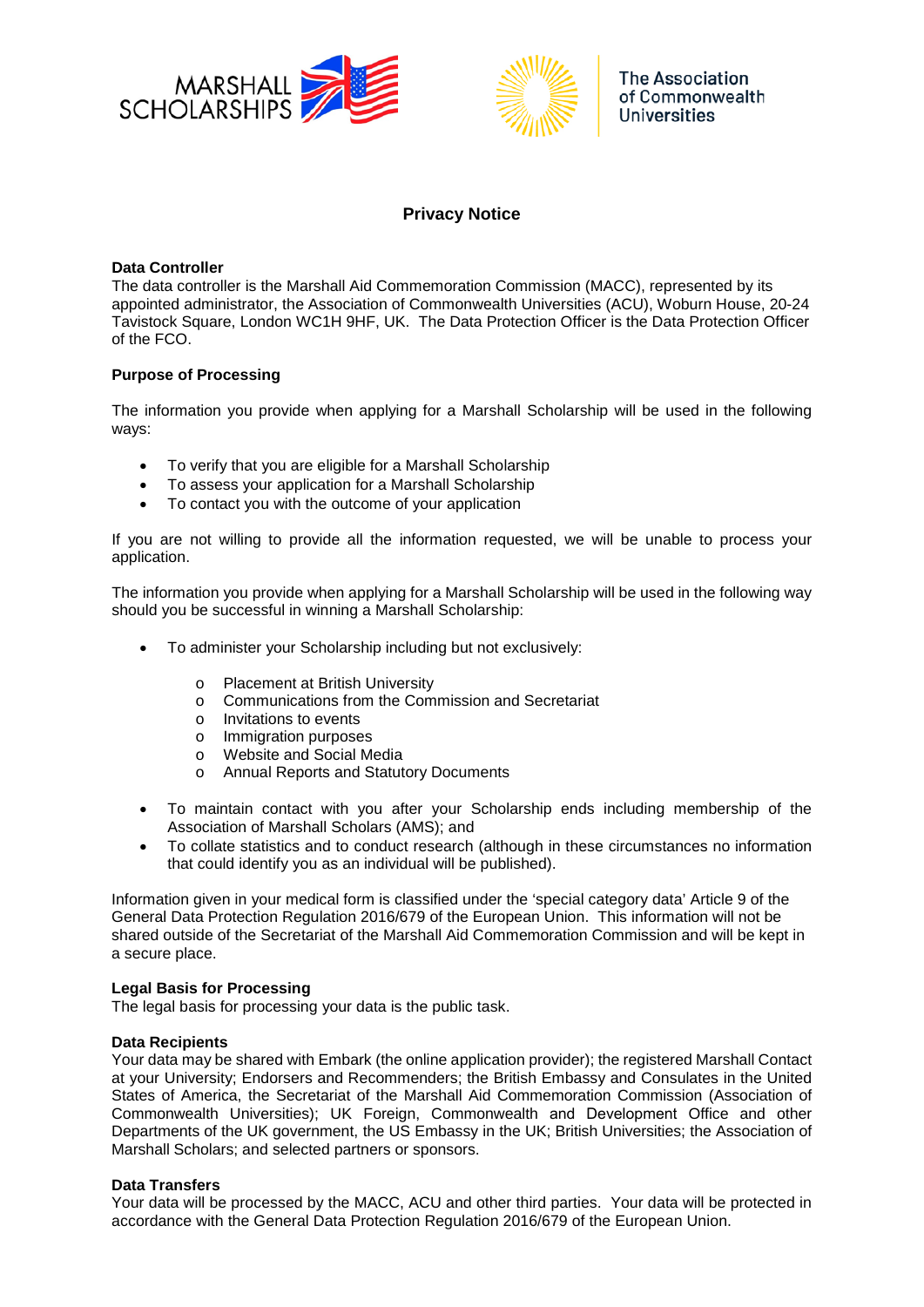# Privacy Notice

**Data Controller**
The data controller is the Marshall Aid Commemoration Commission (MACC), represented by its appointed administrator, the Association of Commonwealth Universities (ACU), Woburn House, 20-24 Tavistock Square, London WC1H 9HF, UK. The Data Protection Officer is the Data Protection Officer of the FCO.

**Purpose of Processing**

The information you provide when applying for a Marshall Scholarship will be used in the following ways:

- To verify that you are eligible for a Marshall Scholarship
- To assess your application for a Marshall Scholarship
- To contact you with the outcome of your application

If you are not willing to provide all the information requested, we will be unable to process your application.

The information you provide when applying for a Marshall Scholarship will be used in the following way should you be successful in winning a Marshall Scholarship:

- To administer your Scholarship including but not exclusively:
  - Placement at British University
  - Communications from the Commission and Secretariat
  - Invitations to events
  - Immigration purposes
  - Website and Social Media
  - Annual Reports and Statutory Documents
- To maintain contact with you after your Scholarship ends including membership of the Association of Marshall Scholars (AMS); and
- To collate statistics and to conduct research (although in these circumstances no information that could identify you as an individual will be published).

Information given in your medical form is classified under the 'special category data' Article 9 of the General Data Protection Regulation 2016/679 of the European Union. This information will not be shared outside of the Secretariat of the Marshall Aid Commemoration Commission and will be kept in a secure place.

**Legal Basis for Processing**
The legal basis for processing your data is the public task.

**Data Recipients**
Your data may be shared with Embark (the online application provider); the registered Marshall Contact at your University; Endorsers and Recommenders; the British Embassy and Consulates in the United States of America, the Secretariat of the Marshall Aid Commemoration Commission (Association of Commonwealth Universities); UK Foreign, Commonwealth and Development Office and other Departments of the UK government, the US Embassy in the UK; British Universities; the Association of Marshall Scholars; and selected partners or sponsors.

**Data Transfers**
Your data will be processed by the MACC, ACU and other third parties. Your data will be protected in accordance with the General Data Protection Regulation 2016/679 of the European Union.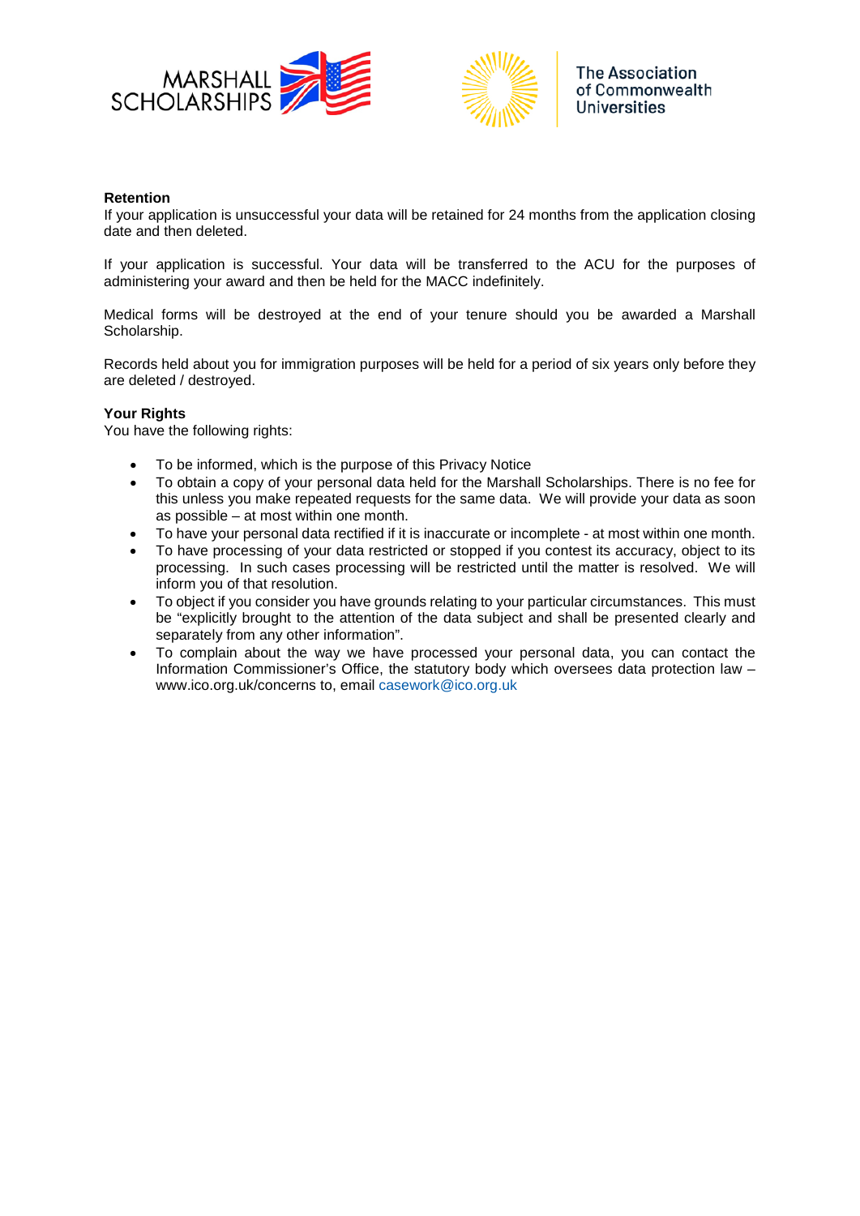**Retention**

If your application is unsuccessful your data will be retained for 24 months from the application closing date and then deleted.

If your application is successful. Your data will be transferred to the ACU for the purposes of administering your award and then be held for the MACC indefinitely.

Medical forms will be destroyed at the end of your tenure should you be awarded a Marshall Scholarship.

Records held about you for immigration purposes will be held for a period of six years only before they are deleted / destroyed.

**Your Rights**

You have the following rights:

- To be informed, which is the purpose of this Privacy Notice
- To obtain a copy of your personal data held for the Marshall Scholarships. There is no fee for this unless you make repeated requests for the same data. We will provide your data as soon as possible – at most within one month.
- To have your personal data rectified if it is inaccurate or incomplete - at most within one month.
- To have processing of your data restricted or stopped if you contest its accuracy, object to its processing. In such cases processing will be restricted until the matter is resolved. We will inform you of that resolution.
- To object if you consider you have grounds relating to your particular circumstances. This must be "explicitly brought to the attention of the data subject and shall be presented clearly and separately from any other information".
- To complain about the way we have processed your personal data, you can contact the Information Commissioner's Office, the statutory body which oversees data protection law – www.ico.org.uk/concerns to, email casework@ico.org.uk